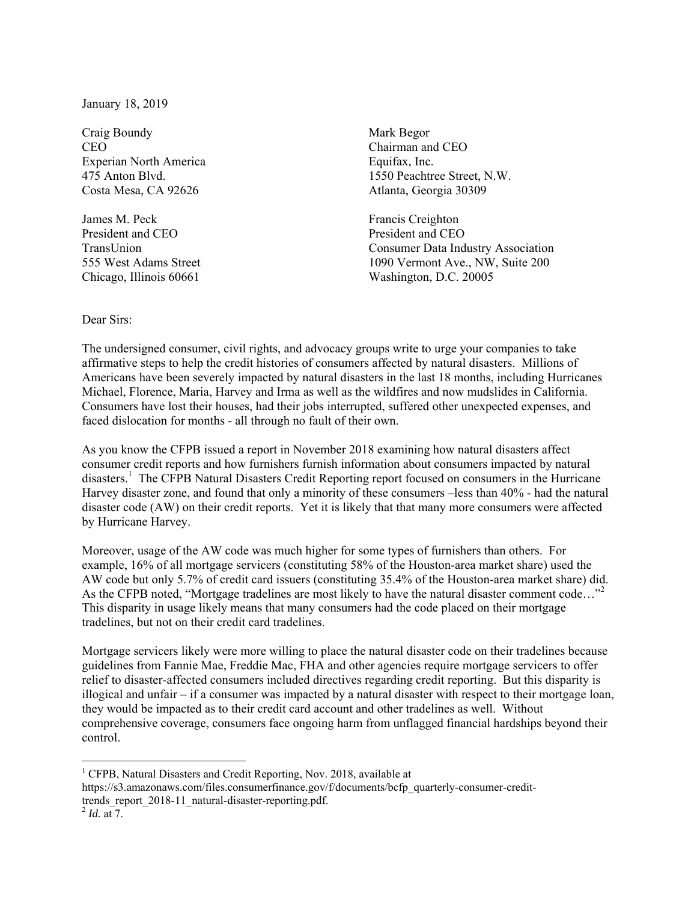January 18, 2019

Craig Boundy
CEO
Experian North America
475 Anton Blvd.
Costa Mesa, CA 92626

Mark Begor
Chairman and CEO
Equifax, Inc.
1550 Peachtree Street, N.W.
Atlanta, Georgia 30309

James M. Peck
President and CEO
TransUnion
555 West Adams Street
Chicago, Illinois 60661

Francis Creighton
President and CEO
Consumer Data Industry Association
1090 Vermont Ave., NW, Suite 200
Washington, D.C. 20005

Dear Sirs:

The undersigned consumer, civil rights, and advocacy groups write to urge your companies to take affirmative steps to help the credit histories of consumers affected by natural disasters. Millions of Americans have been severely impacted by natural disasters in the last 18 months, including Hurricanes Michael, Florence, Maria, Harvey and Irma as well as the wildfires and now mudslides in California. Consumers have lost their houses, had their jobs interrupted, suffered other unexpected expenses, and faced dislocation for months - all through no fault of their own.

As you know the CFPB issued a report in November 2018 examining how natural disasters affect consumer credit reports and how furnishers furnish information about consumers impacted by natural disasters.[1] The CFPB Natural Disasters Credit Reporting report focused on consumers in the Hurricane Harvey disaster zone, and found that only a minority of these consumers –less than 40% - had the natural disaster code (AW) on their credit reports. Yet it is likely that that many more consumers were affected by Hurricane Harvey.

Moreover, usage of the AW code was much higher for some types of furnishers than others. For example, 16% of all mortgage servicers (constituting 58% of the Houston-area market share) used the AW code but only 5.7% of credit card issuers (constituting 35.4% of the Houston-area market share) did. As the CFPB noted, "Mortgage tradelines are most likely to have the natural disaster comment code…"[2] This disparity in usage likely means that many consumers had the code placed on their mortgage tradelines, but not on their credit card tradelines.

Mortgage servicers likely were more willing to place the natural disaster code on their tradelines because guidelines from Fannie Mae, Freddie Mac, FHA and other agencies require mortgage servicers to offer relief to disaster-affected consumers included directives regarding credit reporting. But this disparity is illogical and unfair – if a consumer was impacted by a natural disaster with respect to their mortgage loan, they would be impacted as to their credit card account and other tradelines as well. Without comprehensive coverage, consumers face ongoing harm from unflagged financial hardships beyond their control.

---

[1] CFPB, Natural Disasters and Credit Reporting, Nov. 2018, available at https://s3.amazonaws.com/files.consumerfinance.gov/f/documents/bcfp_quarterly-consumer-credit-trends_report_2018-11_natural-disaster-reporting.pdf.

[2] *Id.* at 7.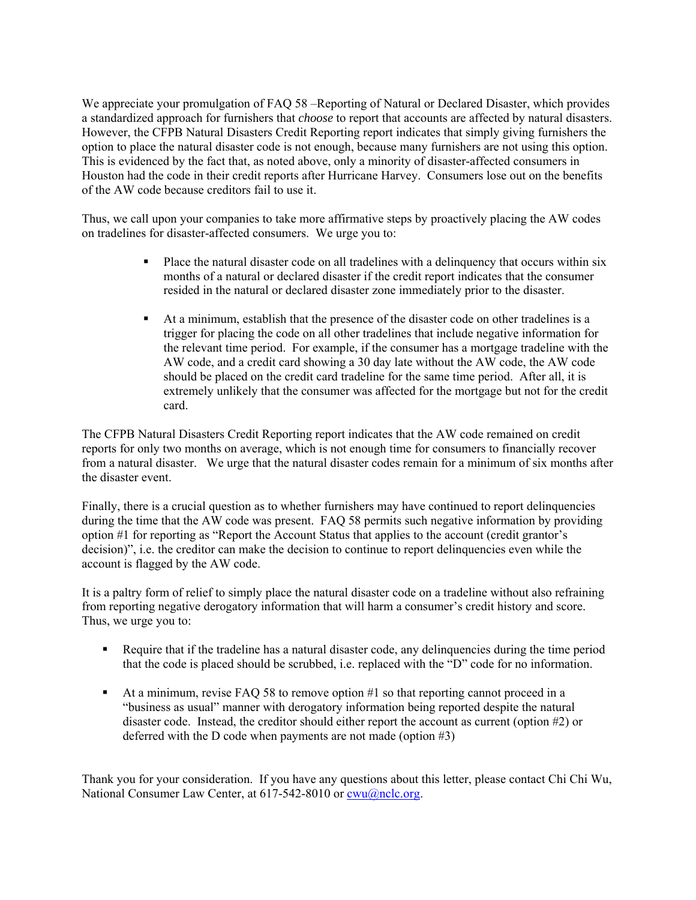We appreciate your promulgation of FAQ 58 –Reporting of Natural or Declared Disaster, which provides a standardized approach for furnishers that *choose* to report that accounts are affected by natural disasters. However, the CFPB Natural Disasters Credit Reporting report indicates that simply giving furnishers the option to place the natural disaster code is not enough, because many furnishers are not using this option. This is evidenced by the fact that, as noted above, only a minority of disaster-affected consumers in Houston had the code in their credit reports after Hurricane Harvey. Consumers lose out on the benefits of the AW code because creditors fail to use it.

Thus, we call upon your companies to take more affirmative steps by proactively placing the AW codes on tradelines for disaster-affected consumers. We urge you to:

- Place the natural disaster code on all tradelines with a delinquency that occurs within six months of a natural or declared disaster if the credit report indicates that the consumer resided in the natural or declared disaster zone immediately prior to the disaster.
- At a minimum, establish that the presence of the disaster code on other tradelines is a trigger for placing the code on all other tradelines that include negative information for the relevant time period. For example, if the consumer has a mortgage tradeline with the AW code, and a credit card showing a 30 day late without the AW code, the AW code should be placed on the credit card tradeline for the same time period. After all, it is extremely unlikely that the consumer was affected for the mortgage but not for the credit card.

The CFPB Natural Disasters Credit Reporting report indicates that the AW code remained on credit reports for only two months on average, which is not enough time for consumers to financially recover from a natural disaster. We urge that the natural disaster codes remain for a minimum of six months after the disaster event.

Finally, there is a crucial question as to whether furnishers may have continued to report delinquencies during the time that the AW code was present. FAQ 58 permits such negative information by providing option #1 for reporting as "Report the Account Status that applies to the account (credit grantor's decision)", i.e. the creditor can make the decision to continue to report delinquencies even while the account is flagged by the AW code.

It is a paltry form of relief to simply place the natural disaster code on a tradeline without also refraining from reporting negative derogatory information that will harm a consumer's credit history and score. Thus, we urge you to:

- Require that if the tradeline has a natural disaster code, any delinquencies during the time period that the code is placed should be scrubbed, i.e. replaced with the "D" code for no information.
- At a minimum, revise FAQ 58 to remove option #1 so that reporting cannot proceed in a "business as usual" manner with derogatory information being reported despite the natural disaster code. Instead, the creditor should either report the account as current (option #2) or deferred with the D code when payments are not made (option #3)

Thank you for your consideration. If you have any questions about this letter, please contact Chi Chi Wu, National Consumer Law Center, at 617-542-8010 or cwu@nclc.org.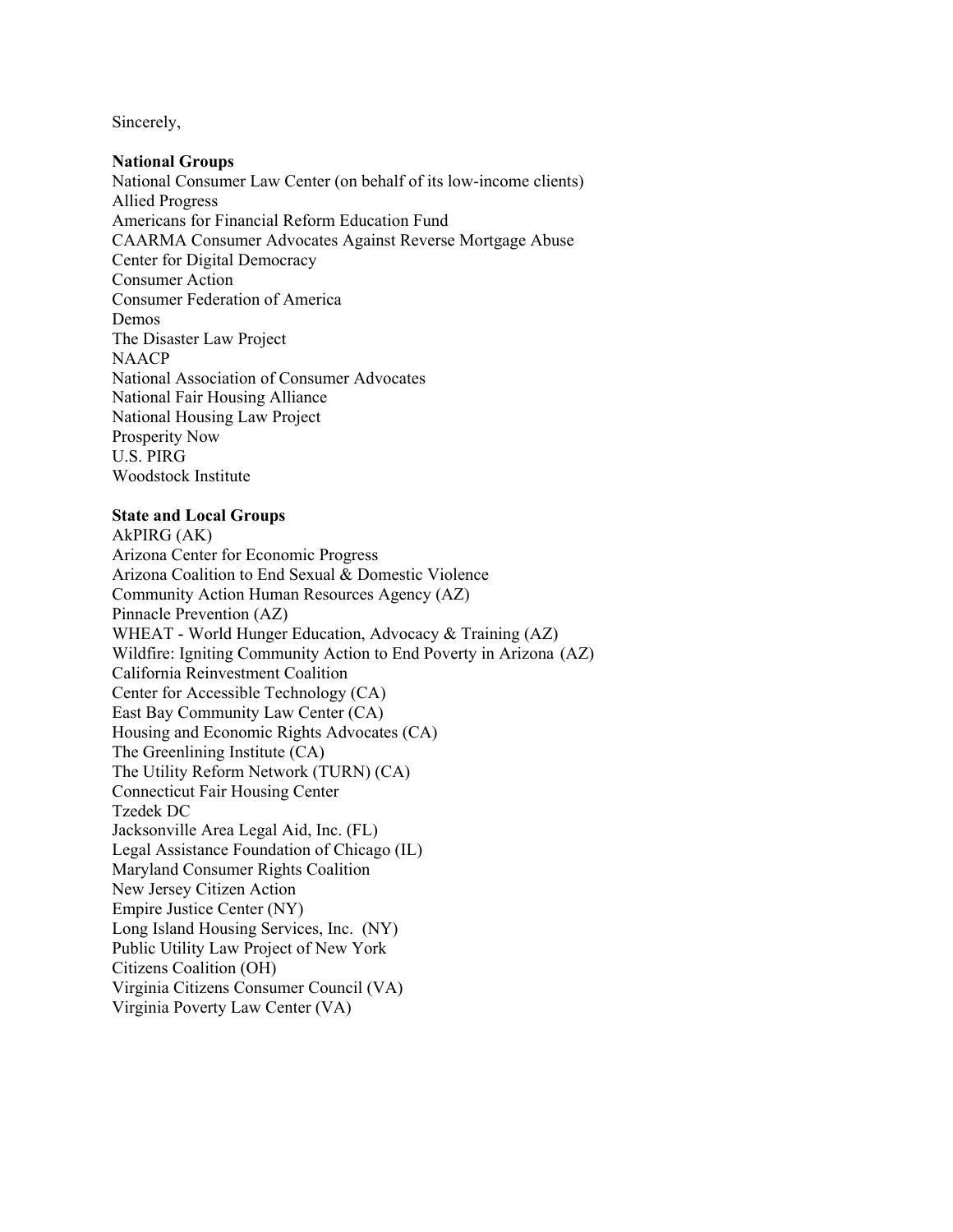Sincerely,

**National Groups**

National Consumer Law Center (on behalf of its low-income clients)
Allied Progress
Americans for Financial Reform Education Fund
CAARMA Consumer Advocates Against Reverse Mortgage Abuse
Center for Digital Democracy
Consumer Action
Consumer Federation of America
Demos
The Disaster Law Project
NAACP
National Association of Consumer Advocates
National Fair Housing Alliance
National Housing Law Project
Prosperity Now
U.S. PIRG
Woodstock Institute

**State and Local Groups**

AkPIRG (AK)
Arizona Center for Economic Progress
Arizona Coalition to End Sexual & Domestic Violence
Community Action Human Resources Agency (AZ)
Pinnacle Prevention (AZ)
WHEAT - World Hunger Education, Advocacy & Training (AZ)
Wildfire: Igniting Community Action to End Poverty in Arizona (AZ)
California Reinvestment Coalition
Center for Accessible Technology (CA)
East Bay Community Law Center (CA)
Housing and Economic Rights Advocates (CA)
The Greenlining Institute (CA)
The Utility Reform Network (TURN) (CA)
Connecticut Fair Housing Center
Tzedek DC
Jacksonville Area Legal Aid, Inc. (FL)
Legal Assistance Foundation of Chicago (IL)
Maryland Consumer Rights Coalition
New Jersey Citizen Action
Empire Justice Center (NY)
Long Island Housing Services, Inc. (NY)
Public Utility Law Project of New York
Citizens Coalition (OH)
Virginia Citizens Consumer Council (VA)
Virginia Poverty Law Center (VA)